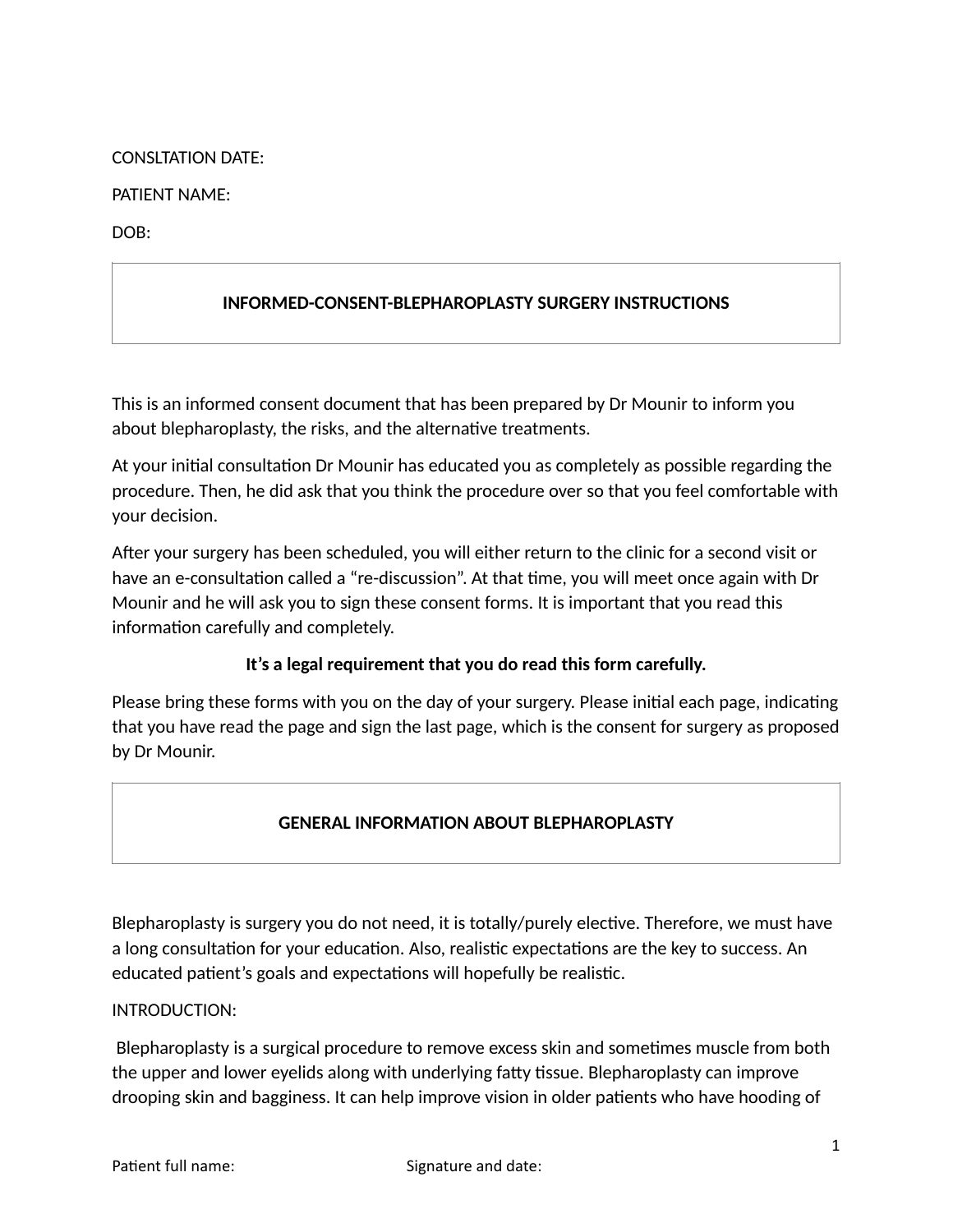CONSLTATION DATE:

PATIENT NAME:

DOB:

## INFORMED-CONSENT-BLEPHAROPLASTY SURGERY INSTRUCTIONS

This is an informed consent document that has been prepared by Dr Mounir to inform you about blepharoplasty, the risks, and the alternative treatments.

At your initial consultation Dr Mounir has educated you as completely as possible regarding the procedure. Then, he did ask that you think the procedure over so that you feel comfortable with your decision.

After your surgery has been scheduled, you will either return to the clinic for a second visit or have an e-consultation called a "re-discussion". At that time, you will meet once again with Dr Mounir and he will ask you to sign these consent forms. It is important that you read this information carefully and completely.

**It's a legal requirement that you do read this form carefully.**

Please bring these forms with you on the day of your surgery. Please initial each page, indicating that you have read the page and sign the last page, which is the consent for surgery as proposed by Dr Mounir.

## GENERAL INFORMATION ABOUT BLEPHAROPLASTY

Blepharoplasty is surgery you do not need, it is totally/purely elective. Therefore, we must have a long consultation for your education. Also, realistic expectations are the key to success. An educated patient's goals and expectations will hopefully be realistic.

INTRODUCTION:

Blepharoplasty is a surgical procedure to remove excess skin and sometimes muscle from both the upper and lower eyelids along with underlying fatty tissue. Blepharoplasty can improve drooping skin and bagginess. It can help improve vision in older patients who have hooding of

Patient full name: Signature and date: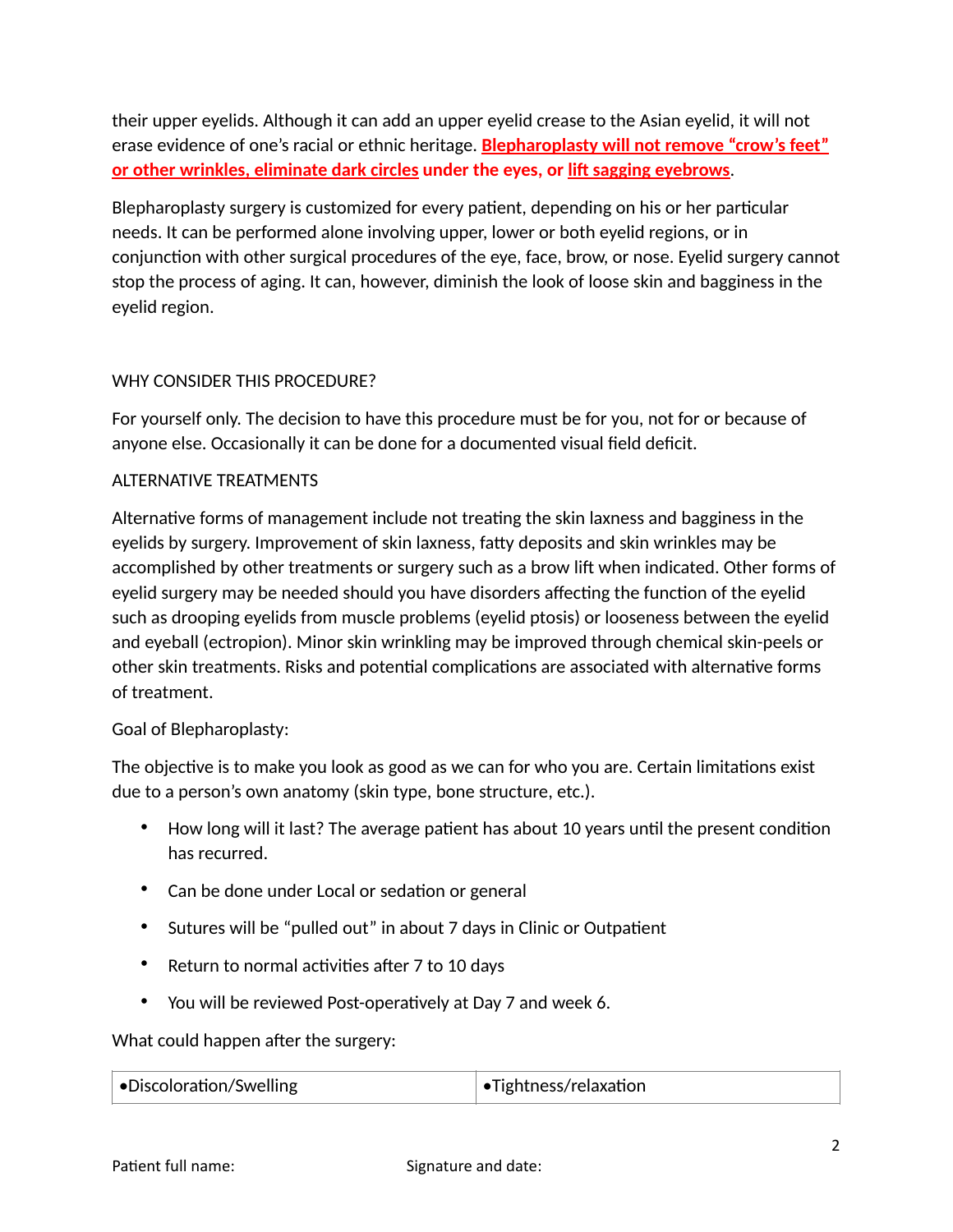their upper eyelids. Although it can add an upper eyelid crease to the Asian eyelid, it will not erase evidence of one's racial or ethnic heritage. **Blepharoplasty will not remove "crow's feet" or other wrinkles, eliminate dark circles under the eyes, or lift sagging eyebrows**.

Blepharoplasty surgery is customized for every patient, depending on his or her particular needs. It can be performed alone involving upper, lower or both eyelid regions, or in conjunction with other surgical procedures of the eye, face, brow, or nose. Eyelid surgery cannot stop the process of aging. It can, however, diminish the look of loose skin and bagginess in the eyelid region.

## WHY CONSIDER THIS PROCEDURE?

For yourself only. The decision to have this procedure must be for you, not for or because of anyone else. Occasionally it can be done for a documented visual field deficit.

## ALTERNATIVE TREATMENTS

Alternative forms of management include not treating the skin laxness and bagginess in the eyelids by surgery. Improvement of skin laxness, fatty deposits and skin wrinkles may be accomplished by other treatments or surgery such as a brow lift when indicated. Other forms of eyelid surgery may be needed should you have disorders affecting the function of the eyelid such as drooping eyelids from muscle problems (eyelid ptosis) or looseness between the eyelid and eyeball (ectropion). Minor skin wrinkling may be improved through chemical skin-peels or other skin treatments. Risks and potential complications are associated with alternative forms of treatment.

## Goal of Blepharoplasty:

The objective is to make you look as good as we can for who you are. Certain limitations exist due to a person's own anatomy (skin type, bone structure, etc.).

- How long will it last? The average patient has about 10 years until the present condition has recurred.
- Can be done under Local or sedation or general
- Sutures will be "pulled out" in about 7 days in Clinic or Outpatient
- Return to normal activities after 7 to 10 days
- You will be reviewed Post-operatively at Day 7 and week 6.

What could happen after the surgery:

| •Discoloration/Swelling | •Tightness/relaxation |
|---|---|

Patient full name: Signature and date: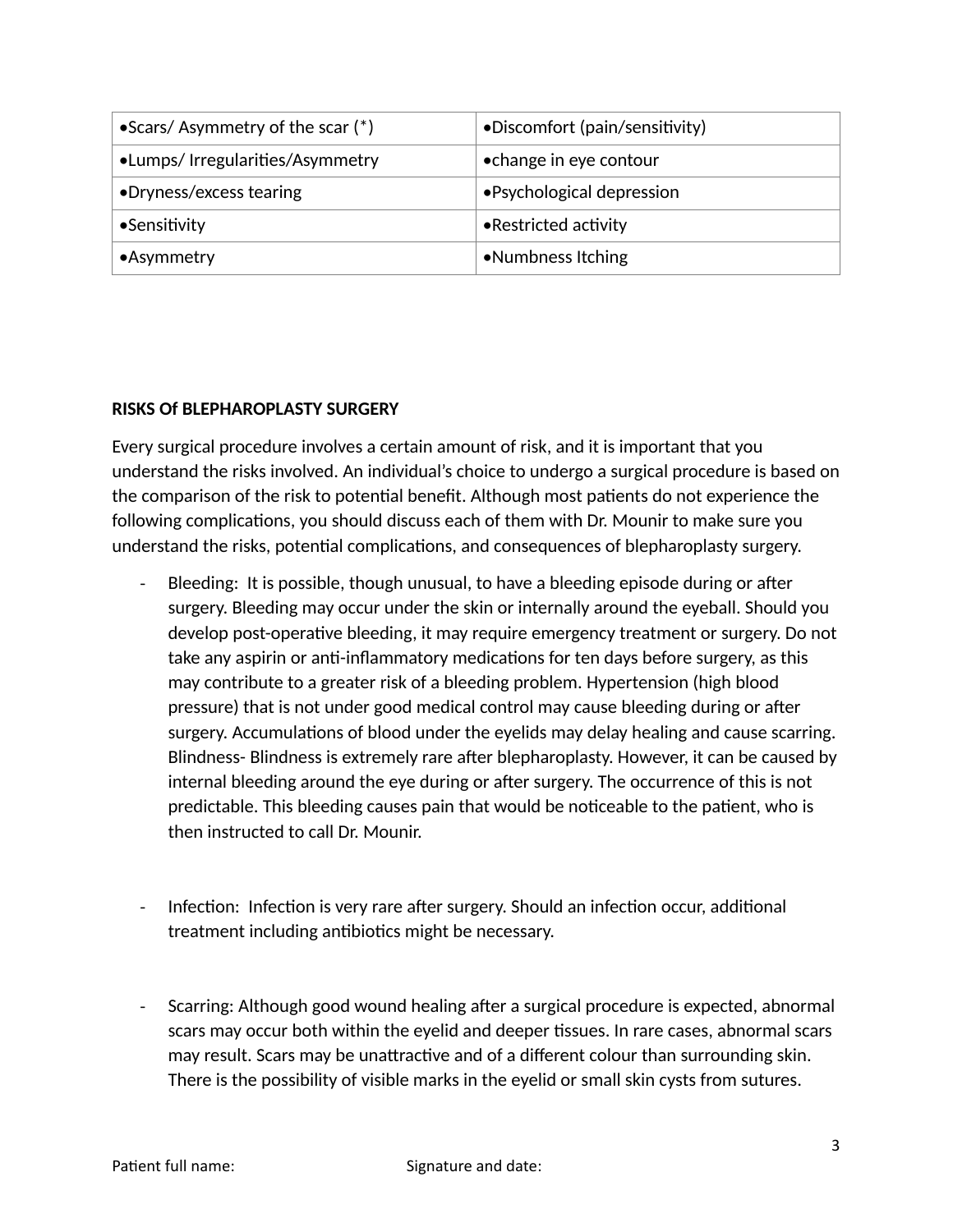| •Scars/ Asymmetry of the scar (*) | •Discomfort (pain/sensitivity) |
|---|---|
| •Lumps/ Irregularities/Asymmetry | •change in eye contour |
| •Dryness/excess tearing | •Psychological depression |
| •Sensitivity | •Restricted activity |
| •Asymmetry | •Numbness Itching |

**RISKS Of BLEPHAROPLASTY SURGERY**

Every surgical procedure involves a certain amount of risk, and it is important that you understand the risks involved. An individual's choice to undergo a surgical procedure is based on the comparison of the risk to potential benefit. Although most patients do not experience the following complications, you should discuss each of them with Dr. Mounir to make sure you understand the risks, potential complications, and consequences of blepharoplasty surgery.

- Bleeding: It is possible, though unusual, to have a bleeding episode during or after surgery. Bleeding may occur under the skin or internally around the eyeball. Should you develop post-operative bleeding, it may require emergency treatment or surgery. Do not take any aspirin or anti-inflammatory medications for ten days before surgery, as this may contribute to a greater risk of a bleeding problem. Hypertension (high blood pressure) that is not under good medical control may cause bleeding during or after surgery. Accumulations of blood under the eyelids may delay healing and cause scarring. Blindness- Blindness is extremely rare after blepharoplasty. However, it can be caused by internal bleeding around the eye during or after surgery. The occurrence of this is not predictable. This bleeding causes pain that would be noticeable to the patient, who is then instructed to call Dr. Mounir.

- Infection: Infection is very rare after surgery. Should an infection occur, additional treatment including antibiotics might be necessary.

- Scarring: Although good wound healing after a surgical procedure is expected, abnormal scars may occur both within the eyelid and deeper tissues. In rare cases, abnormal scars may result. Scars may be unattractive and of a different colour than surrounding skin. There is the possibility of visible marks in the eyelid or small skin cysts from sutures.

Patient full name: Signature and date: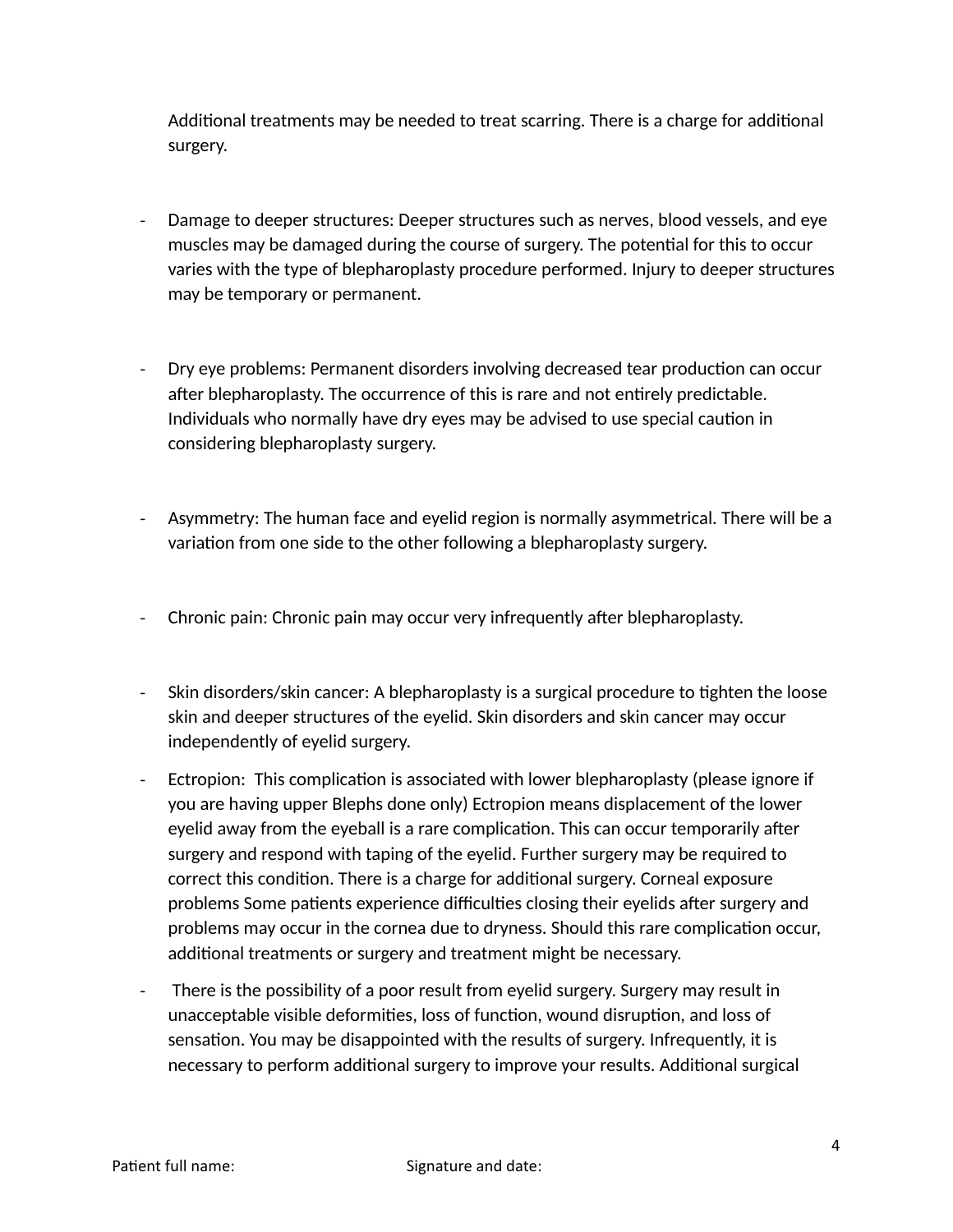Additional treatments may be needed to treat scarring. There is a charge for additional surgery.

- Damage to deeper structures: Deeper structures such as nerves, blood vessels, and eye muscles may be damaged during the course of surgery. The potential for this to occur varies with the type of blepharoplasty procedure performed. Injury to deeper structures may be temporary or permanent.

- Dry eye problems: Permanent disorders involving decreased tear production can occur after blepharoplasty. The occurrence of this is rare and not entirely predictable. Individuals who normally have dry eyes may be advised to use special caution in considering blepharoplasty surgery.

- Asymmetry: The human face and eyelid region is normally asymmetrical. There will be a variation from one side to the other following a blepharoplasty surgery.

- Chronic pain: Chronic pain may occur very infrequently after blepharoplasty.

- Skin disorders/skin cancer: A blepharoplasty is a surgical procedure to tighten the loose skin and deeper structures of the eyelid. Skin disorders and skin cancer may occur independently of eyelid surgery.
- Ectropion: This complication is associated with lower blepharoplasty (please ignore if you are having upper Blephs done only) Ectropion means displacement of the lower eyelid away from the eyeball is a rare complication. This can occur temporarily after surgery and respond with taping of the eyelid. Further surgery may be required to correct this condition. There is a charge for additional surgery. Corneal exposure problems Some patients experience difficulties closing their eyelids after surgery and problems may occur in the cornea due to dryness. Should this rare complication occur, additional treatments or surgery and treatment might be necessary.
- There is the possibility of a poor result from eyelid surgery. Surgery may result in unacceptable visible deformities, loss of function, wound disruption, and loss of sensation. You may be disappointed with the results of surgery. Infrequently, it is necessary to perform additional surgery to improve your results. Additional surgical

Patient full name: Signature and date: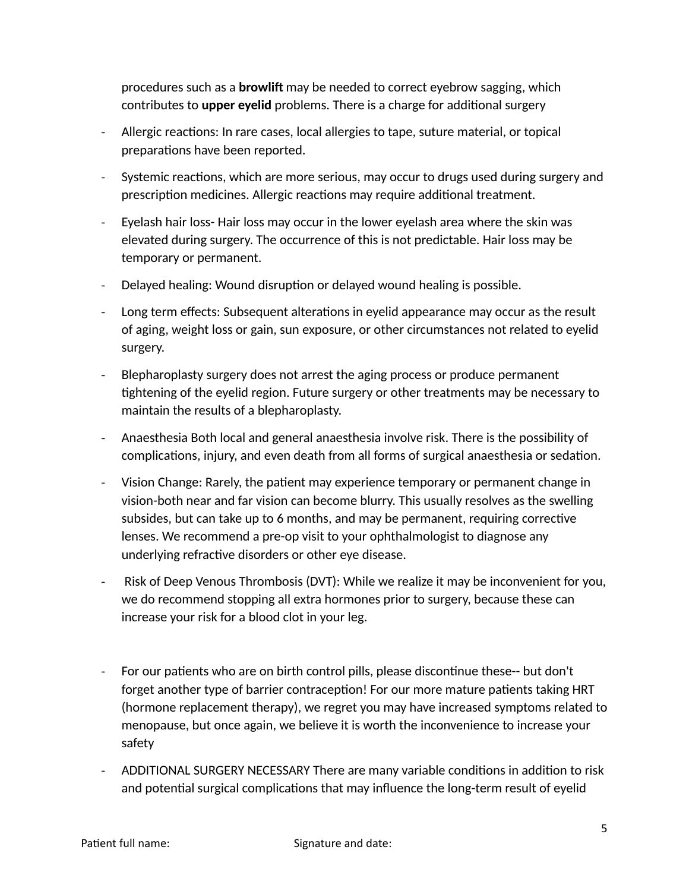procedures such as a **browlift** may be needed to correct eyebrow sagging, which contributes to **upper eyelid** problems. There is a charge for additional surgery

- Allergic reactions: In rare cases, local allergies to tape, suture material, or topical preparations have been reported.
- Systemic reactions, which are more serious, may occur to drugs used during surgery and prescription medicines. Allergic reactions may require additional treatment.
- Eyelash hair loss- Hair loss may occur in the lower eyelash area where the skin was elevated during surgery. The occurrence of this is not predictable. Hair loss may be temporary or permanent.
- Delayed healing: Wound disruption or delayed wound healing is possible.
- Long term effects: Subsequent alterations in eyelid appearance may occur as the result of aging, weight loss or gain, sun exposure, or other circumstances not related to eyelid surgery.
- Blepharoplasty surgery does not arrest the aging process or produce permanent tightening of the eyelid region. Future surgery or other treatments may be necessary to maintain the results of a blepharoplasty.
- Anaesthesia Both local and general anaesthesia involve risk. There is the possibility of complications, injury, and even death from all forms of surgical anaesthesia or sedation.
- Vision Change: Rarely, the patient may experience temporary or permanent change in vision-both near and far vision can become blurry. This usually resolves as the swelling subsides, but can take up to 6 months, and may be permanent, requiring corrective lenses. We recommend a pre-op visit to your ophthalmologist to diagnose any underlying refractive disorders or other eye disease.
- Risk of Deep Venous Thrombosis (DVT): While we realize it may be inconvenient for you, we do recommend stopping all extra hormones prior to surgery, because these can increase your risk for a blood clot in your leg.

- For our patients who are on birth control pills, please discontinue these-- but don't forget another type of barrier contraception! For our more mature patients taking HRT (hormone replacement therapy), we regret you may have increased symptoms related to menopause, but once again, we believe it is worth the inconvenience to increase your safety
- ADDITIONAL SURGERY NECESSARY There are many variable conditions in addition to risk and potential surgical complications that may influence the long-term result of eyelid

Patient full name: Signature and date: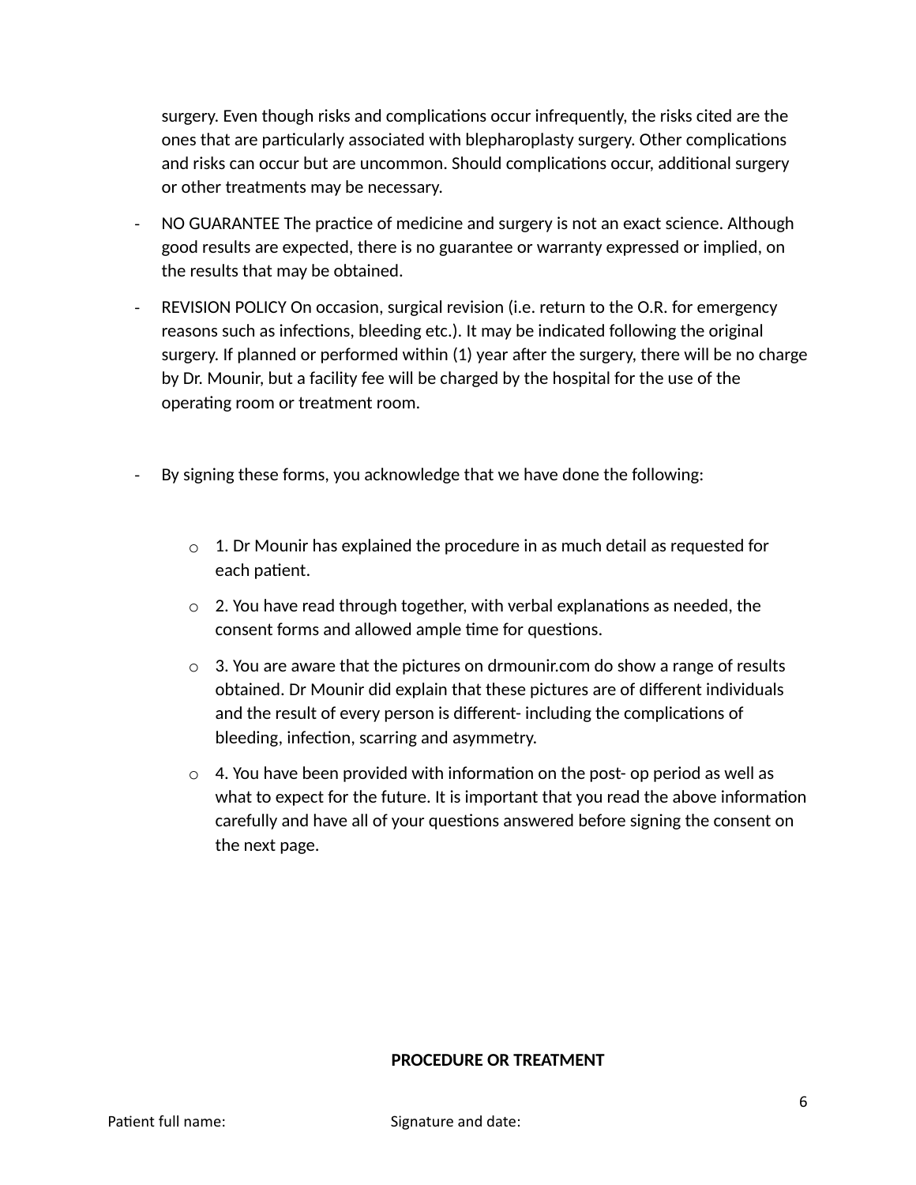surgery. Even though risks and complications occur infrequently, the risks cited are the ones that are particularly associated with blepharoplasty surgery. Other complications and risks can occur but are uncommon. Should complications occur, additional surgery or other treatments may be necessary.

- NO GUARANTEE The practice of medicine and surgery is not an exact science. Although good results are expected, there is no guarantee or warranty expressed or implied, on the results that may be obtained.
- REVISION POLICY On occasion, surgical revision (i.e. return to the O.R. for emergency reasons such as infections, bleeding etc.). It may be indicated following the original surgery. If planned or performed within (1) year after the surgery, there will be no charge by Dr. Mounir, but a facility fee will be charged by the hospital for the use of the operating room or treatment room.
- By signing these forms, you acknowledge that we have done the following:
  - 1. Dr Mounir has explained the procedure in as much detail as requested for each patient.
  - 2. You have read through together, with verbal explanations as needed, the consent forms and allowed ample time for questions.
  - 3. You are aware that the pictures on drmounir.com do show a range of results obtained. Dr Mounir did explain that these pictures are of different individuals and the result of every person is different- including the complications of bleeding, infection, scarring and asymmetry.
  - 4. You have been provided with information on the post- op period as well as what to expect for the future. It is important that you read the above information carefully and have all of your questions answered before signing the consent on the next page.

**PROCEDURE OR TREATMENT**

Patient full name: Signature and date: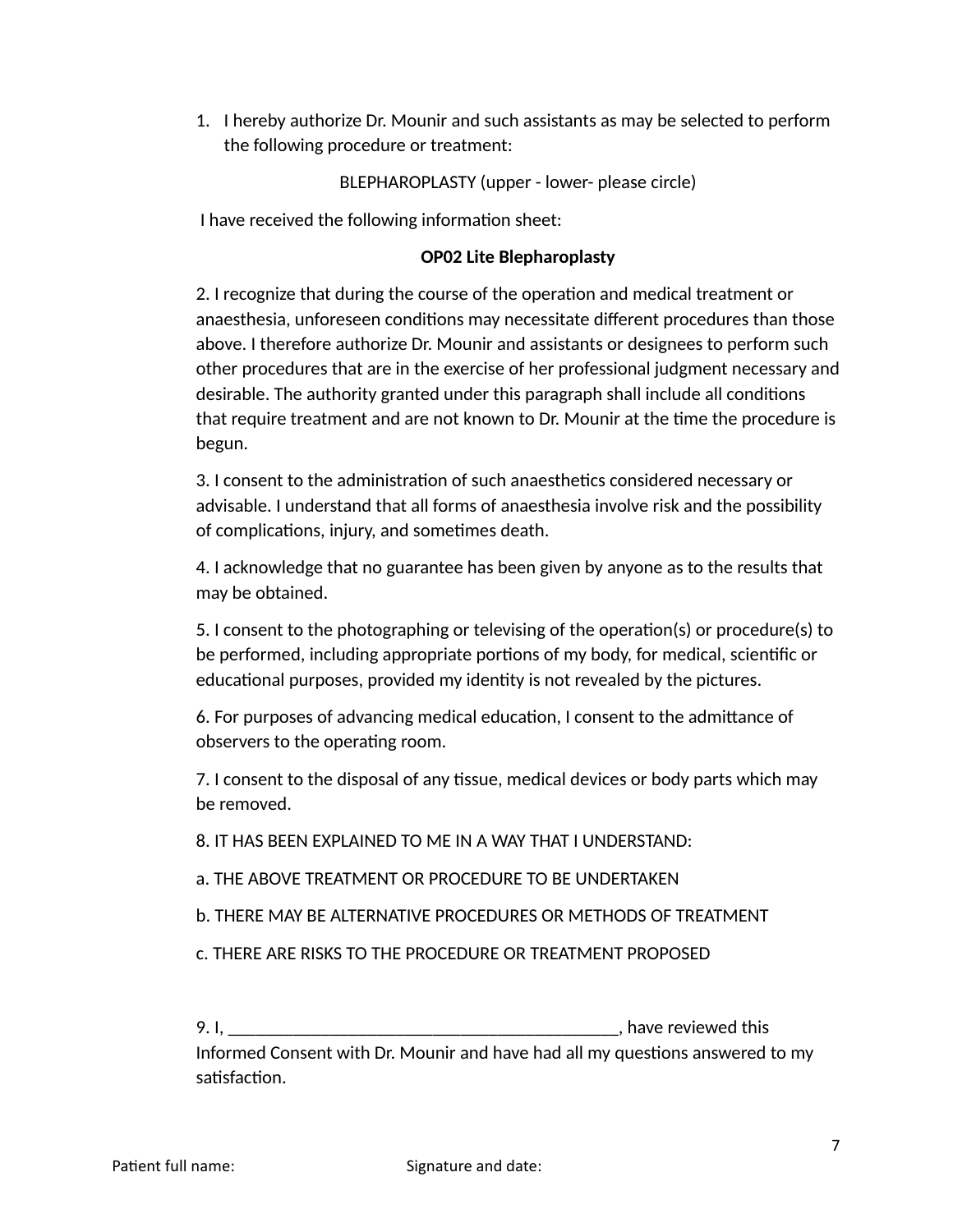1. I hereby authorize Dr. Mounir and such assistants as may be selected to perform the following procedure or treatment:

BLEPHAROPLASTY (upper - lower- please circle)

I have received the following information sheet:

**OP02 Lite Blepharoplasty**

2. I recognize that during the course of the operation and medical treatment or anaesthesia, unforeseen conditions may necessitate different procedures than those above. I therefore authorize Dr. Mounir and assistants or designees to perform such other procedures that are in the exercise of her professional judgment necessary and desirable. The authority granted under this paragraph shall include all conditions that require treatment and are not known to Dr. Mounir at the time the procedure is begun.

3. I consent to the administration of such anaesthetics considered necessary or advisable. I understand that all forms of anaesthesia involve risk and the possibility of complications, injury, and sometimes death.

4. I acknowledge that no guarantee has been given by anyone as to the results that may be obtained.

5. I consent to the photographing or televising of the operation(s) or procedure(s) to be performed, including appropriate portions of my body, for medical, scientific or educational purposes, provided my identity is not revealed by the pictures.

6. For purposes of advancing medical education, I consent to the admittance of observers to the operating room.

7. I consent to the disposal of any tissue, medical devices or body parts which may be removed.

8. IT HAS BEEN EXPLAINED TO ME IN A WAY THAT I UNDERSTAND:

a. THE ABOVE TREATMENT OR PROCEDURE TO BE UNDERTAKEN

b. THERE MAY BE ALTERNATIVE PROCEDURES OR METHODS OF TREATMENT

c. THERE ARE RISKS TO THE PROCEDURE OR TREATMENT PROPOSED

9. I, ____________________________________________, have reviewed this Informed Consent with Dr. Mounir and have had all my questions answered to my satisfaction.

Patient full name: Signature and date: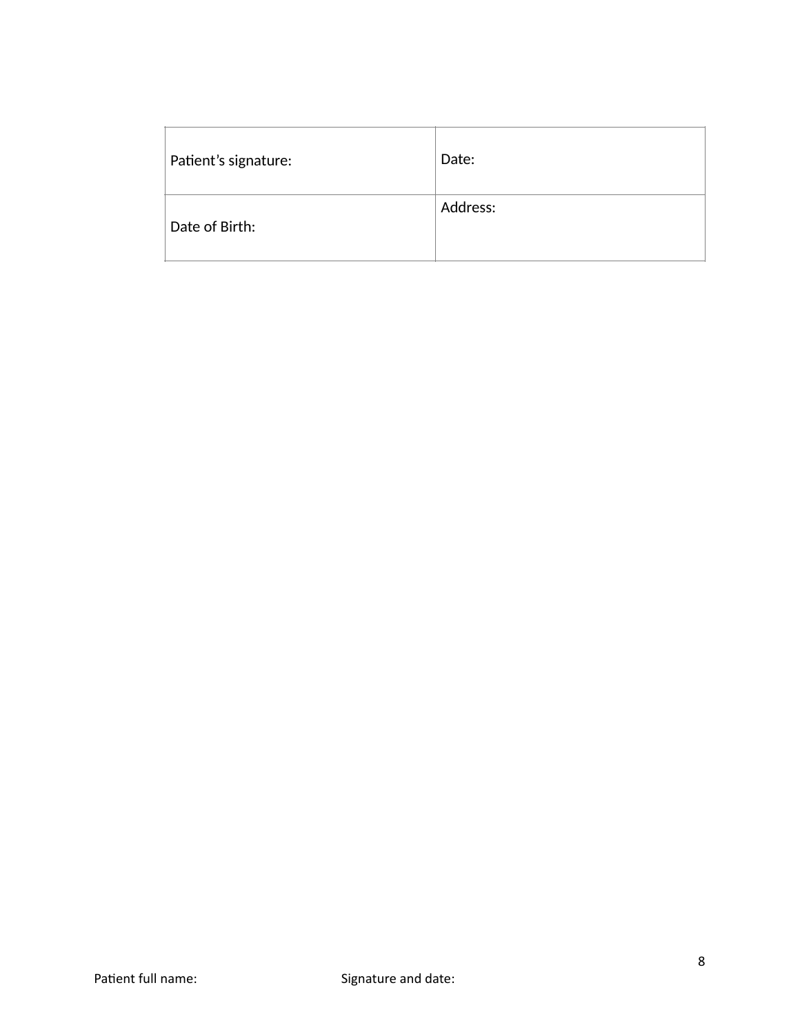| | |
|---|---|
| Patient's signature: | Date: |
| Date of Birth: | Address: |

Patient full name: Signature and date: